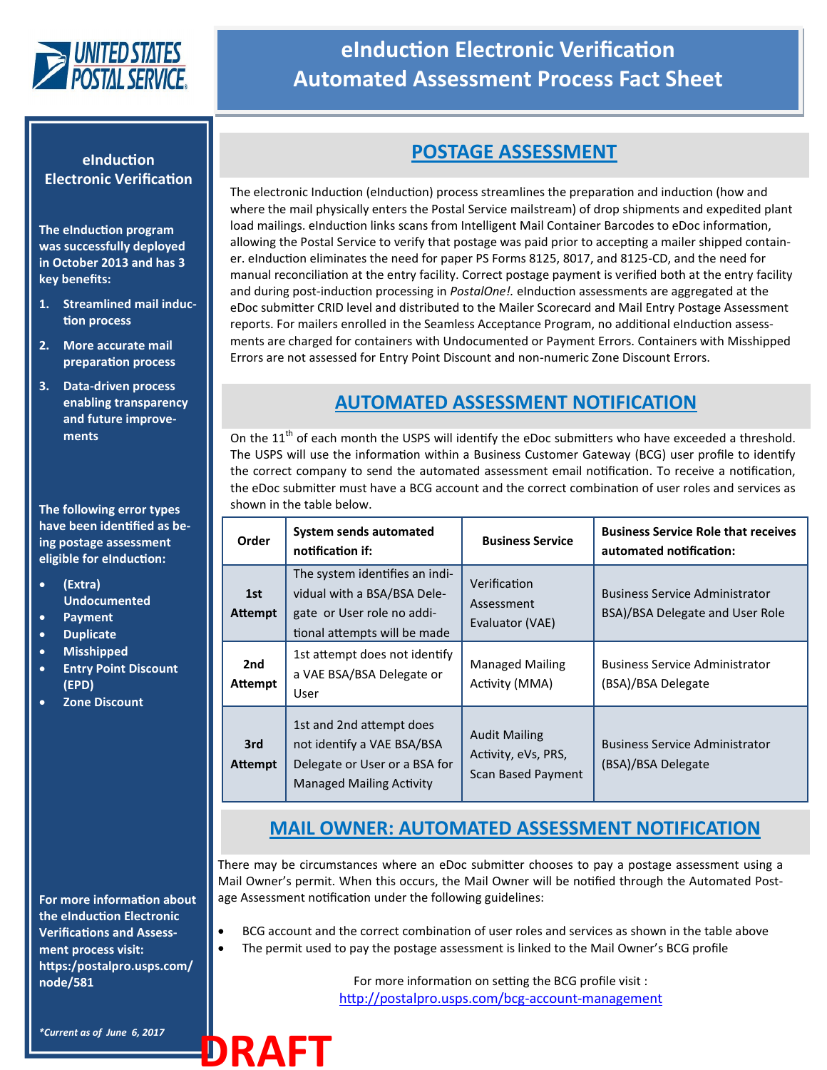# eInduction Electronic Verification Automated Assessment Process Fact Sheet

## eInduction Electronic Verification

**The eInduction program was successfully deployed in October 2013 and has 3 key benefits:**

1. **Streamlined mail induction process**
2. **More accurate mail preparation process**
3. **Data-driven process enabling transparency and future improvements**

**The following error types have been identified as being postage assessment eligible for eInduction:**

- **(Extra) Undocumented**
- **Payment**
- **Duplicate**
- **Misshipped**
- **Entry Point Discount (EPD)**
- **Zone Discount**

**For more information about the eInduction Electronic Verifications and Assessment process visit: https:/postalpro.usps.com/node/581**

***Current as of June 6, 2017***

## POSTAGE ASSESSMENT

The electronic Induction (eInduction) process streamlines the preparation and induction (how and where the mail physically enters the Postal Service mailstream) of drop shipments and expedited plant load mailings. eInduction links scans from Intelligent Mail Container Barcodes to eDoc information, allowing the Postal Service to verify that postage was paid prior to accepting a mailer shipped container. eInduction eliminates the need for paper PS Forms 8125, 8017, and 8125-CD, and the need for manual reconciliation at the entry facility. Correct postage payment is verified both at the entry facility and during post-induction processing in *PostalOne!.* eInduction assessments are aggregated at the eDoc submitter CRID level and distributed to the Mailer Scorecard and Mail Entry Postage Assessment reports. For mailers enrolled in the Seamless Acceptance Program, no additional eInduction assessments are charged for containers with Undocumented or Payment Errors. Containers with Misshipped Errors are not assessed for Entry Point Discount and non-numeric Zone Discount Errors.

## AUTOMATED ASSESSMENT NOTIFICATION

On the 11th of each month the USPS will identify the eDoc submitters who have exceeded a threshold. The USPS will use the information within a Business Customer Gateway (BCG) user profile to identify the correct company to send the automated assessment email notification. To receive a notification, the eDoc submitter must have a BCG account and the correct combination of user roles and services as shown in the table below.

| Order | System sends automated notification if: | Business Service | Business Service Role that receives automated notification: |
|---|---|---|---|
| 1st Attempt | The system identifies an individual with a BSA/BSA Delegate or User role no additional attempts will be made | Verification Assessment Evaluator (VAE) | Business Service Administrator BSA)/BSA Delegate and User Role |
| 2nd Attempt | 1st attempt does not identify a VAE BSA/BSA Delegate or User | Managed Mailing Activity (MMA) | Business Service Administrator (BSA)/BSA Delegate |
| 3rd Attempt | 1st and 2nd attempt does not identify a VAE BSA/BSA Delegate or User or a BSA for Managed Mailing Activity | Audit Mailing Activity, eVs, PRS, Scan Based Payment | Business Service Administrator (BSA)/BSA Delegate |

## MAIL OWNER: AUTOMATED ASSESSMENT NOTIFICATION

There may be circumstances where an eDoc submitter chooses to pay a postage assessment using a Mail Owner's permit. When this occurs, the Mail Owner will be notified through the Automated Postage Assessment notification under the following guidelines:

- BCG account and the correct combination of user roles and services as shown in the table above
- The permit used to pay the postage assessment is linked to the Mail Owner's BCG profile

For more information on setting the BCG profile visit :
http://postalpro.usps.com/bcg-account-management

DRAFT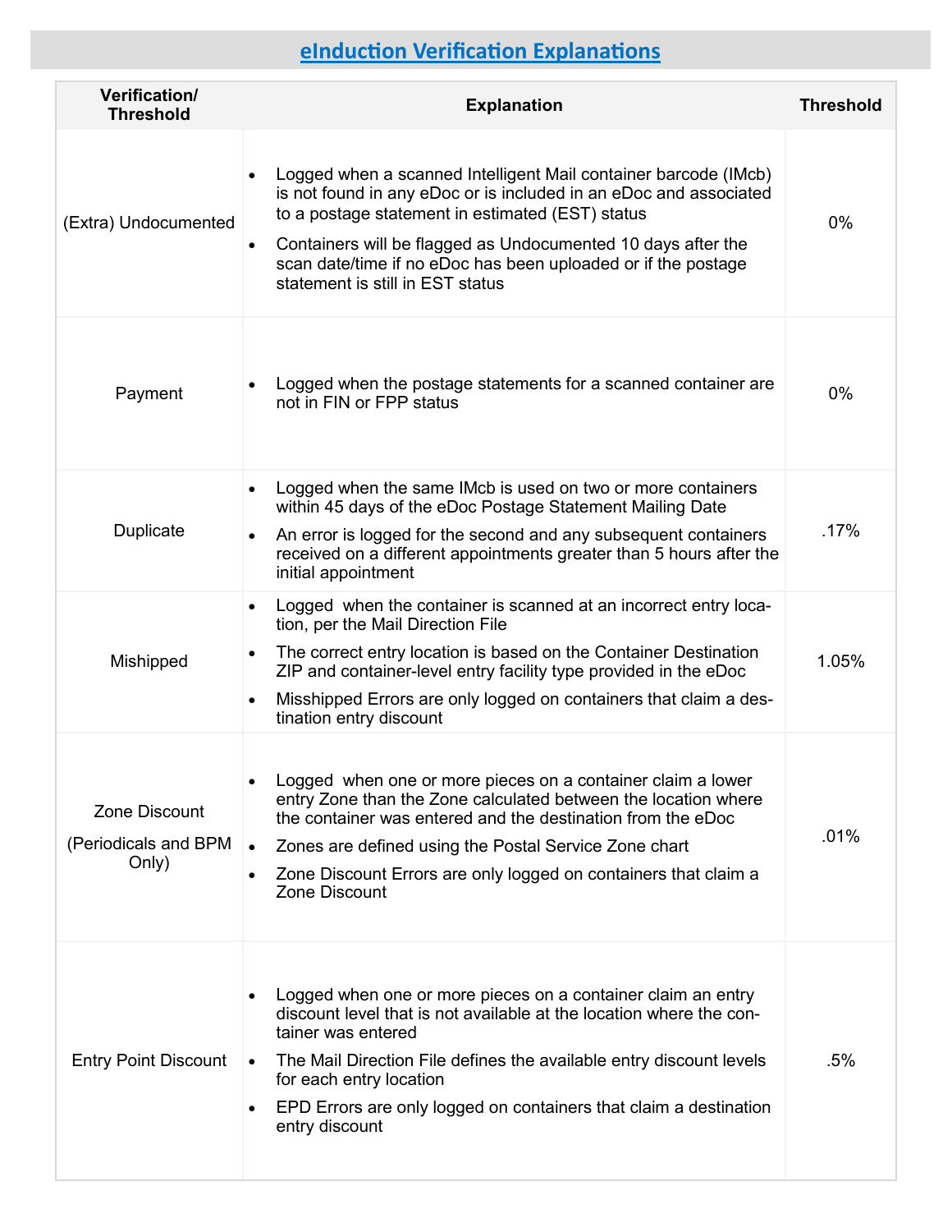## eInduction Verification Explanations

| Verification/ Threshold | Explanation | Threshold |
|---|---|---|
| (Extra) Undocumented | • Logged when a scanned Intelligent Mail container barcode (IMcb) is not found in any eDoc or is included in an eDoc and associated to a postage statement in estimated (EST) status<br>• Containers will be flagged as Undocumented 10 days after the scan date/time if no eDoc has been uploaded or if the postage statement is still in EST status | 0% |
| Payment | • Logged when the postage statements for a scanned container are not in FIN or FPP status | 0% |
| Duplicate | • Logged when the same IMcb is used on two or more containers within 45 days of the eDoc Postage Statement Mailing Date<br>• An error is logged for the second and any subsequent containers received on a different appointments greater than 5 hours after the initial appointment | .17% |
| Mishipped | • Logged when the container is scanned at an incorrect entry location, per the Mail Direction File<br>• The correct entry location is based on the Container Destination ZIP and container-level entry facility type provided in the eDoc<br>• Misshipped Errors are only logged on containers that claim a destination entry discount | 1.05% |
| Zone Discount (Periodicals and BPM Only) | • Logged when one or more pieces on a container claim a lower entry Zone than the Zone calculated between the location where the container was entered and the destination from the eDoc<br>• Zones are defined using the Postal Service Zone chart<br>• Zone Discount Errors are only logged on containers that claim a Zone Discount | .01% |
| Entry Point Discount | • Logged when one or more pieces on a container claim an entry discount level that is not available at the location where the container was entered<br>• The Mail Direction File defines the available entry discount levels for each entry location<br>• EPD Errors are only logged on containers that claim a destination entry discount | .5% |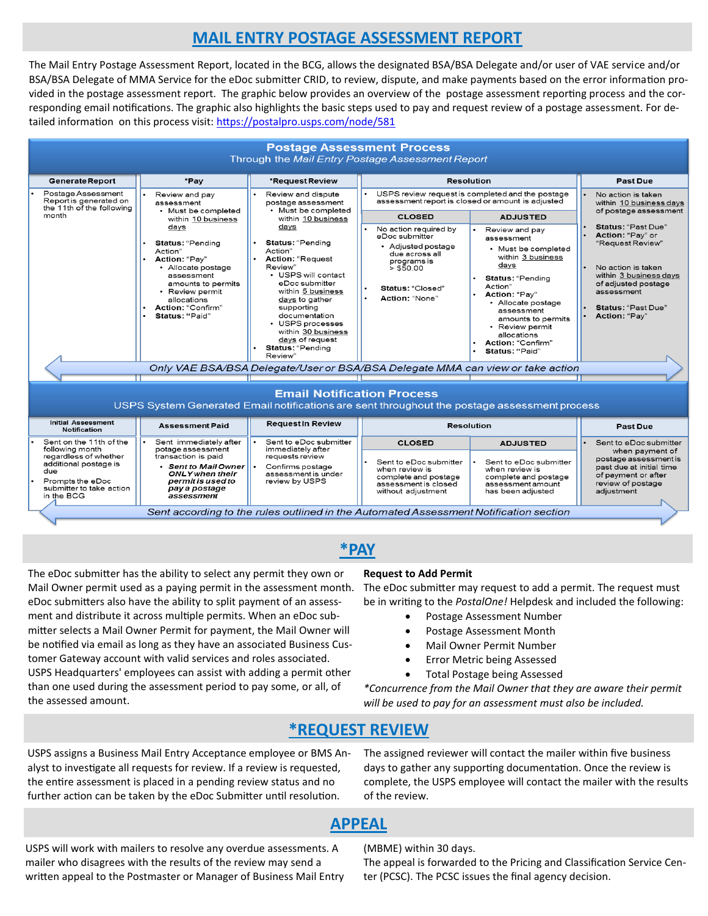# MAIL ENTRY POSTAGE ASSESSMENT REPORT

The Mail Entry Postage Assessment Report, located in the BCG, allows the designated BSA/BSA Delegate and/or user of VAE service and/or BSA/BSA Delegate of MMA Service for the eDoc submitter CRID, to review, dispute, and make payments based on the error information provided in the postage assessment report. The graphic below provides an overview of the postage assessment reporting process and the corresponding email notifications. The graphic also highlights the basic steps used to pay and request review of a postage assessment. For detailed information on this process visit: https://postalpro.usps.com/node/581

## Postage Assessment Process

Through the *Mail Entry Postage Assessment Report*

| Generate Report | *Pay | *Request Review | Resolution | | Past Due |
|---|---|---|---|---|---|
| | | | USPS review request is completed and the postage assessment report is closed or amount is adjusted | | |
| | | | CLOSED | ADJUSTED | |
| • Postage Assessment Report is generated on the 11th of the following month | • Review and pay assessment<br>• Must be completed within 10 business days<br>• Status: "Pending Action"<br>• Action: "Pay"<br>• Allocate postage assessment amounts to permits<br>• Review permit allocations<br>• Action: "Confirm"<br>• Status: "Paid" | • Review and dispute postage assessment<br>• Must be completed within 10 business days<br>• Status: "Pending Action"<br>• Action: "Request Review"<br>• USPS will contact eDoc submitter within 5 business days to gather supporting documentation<br>• USPS processes within 30 business days of request<br>• Status: "Pending Review" | • No action required by eDoc submitter<br>• Adjusted postage due across all programs is > $50.00<br>• Status: "Closed"<br>• Action: "None" | • Review and pay assessment<br>• Must be completed within 3 business days<br>• Status: "Pending Action"<br>• Action: "Pay"<br>• Allocate postage assessment amounts to permits<br>• Review permit allocations<br>• Action: "Confirm"<br>• Status: "Paid" | • No action is taken within 10 business days of postage assessment<br>• Status: "Past Due"<br>• Action: "Pay" or "Request Review"<br>• No action is taken within 3 business days of adjusted postage assessment<br>• Status: "Past Due"<br>• Action: "Pay" |

*Only VAE BSA/BSA Delegate/User or BSA/BSA Delegate MMA can view or take action*

## Email Notification Process

USPS System Generated Email notifications are sent throughout the postage assessment process

| Initial Assessment Notification | Assessment Paid | Request In Review | Resolution | | Past Due |
|---|---|---|---|---|---|
| | | | CLOSED | ADJUSTED | |
| • Sent on the 11th of the following month regardless of whether additional postage is due<br>• Prompts the eDoc submitter to take action in the BCG | • Sent immediately after potage assessment transaction is paid<br>• ***Sent to Mail Owner ONLY when their permit is used to pay a postage assessment*** | • Sent to eDoc submitter immediately after requests review<br>• Confirms postage assessment is under review by USPS | • Sent to eDoc submitter when review is complete and postage assessment is closed without adjustment | • Sent to eDoc submitter when review is complete and postage assessment amount has been adjusted | • Sent to eDoc submitter when payment of postage assessment is past due at initial time of payment or after review of postage adjustment |

*Sent according to the rules outlined in the Automated Assessment Notification section*

## *PAY

The eDoc submitter has the ability to select any permit they own or Mail Owner permit used as a paying permit in the assessment month. eDoc submitters also have the ability to split payment of an assessment and distribute it across multiple permits. When an eDoc submitter selects a Mail Owner Permit for payment, the Mail Owner will be notified via email as long as they have an associated Business Customer Gateway account with valid services and roles associated. USPS Headquarters' employees can assist with adding a permit other than one used during the assessment period to pay some, or all, of the assessed amount.

**Request to Add Permit**

The eDoc submitter may request to add a permit. The request must be in writing to the *PostalOne!* Helpdesk and included the following:

- Postage Assessment Number
- Postage Assessment Month
- Mail Owner Permit Number
- Error Metric being Assessed
- Total Postage being Assessed

*\*Concurrence from the Mail Owner that they are aware their permit will be used to pay for an assessment must also be included.*

## *REQUEST REVIEW

USPS assigns a Business Mail Entry Acceptance employee or BMS Analyst to investigate all requests for review. If a review is requested, the entire assessment is placed in a pending review status and no further action can be taken by the eDoc Submitter until resolution.

The assigned reviewer will contact the mailer within five business days to gather any supporting documentation. Once the review is complete, the USPS employee will contact the mailer with the results of the review.

## APPEAL

USPS will work with mailers to resolve any overdue assessments. A mailer who disagrees with the results of the review may send a written appeal to the Postmaster or Manager of Business Mail Entry (MBME) within 30 days.

The appeal is forwarded to the Pricing and Classification Service Center (PCSC). The PCSC issues the final agency decision.